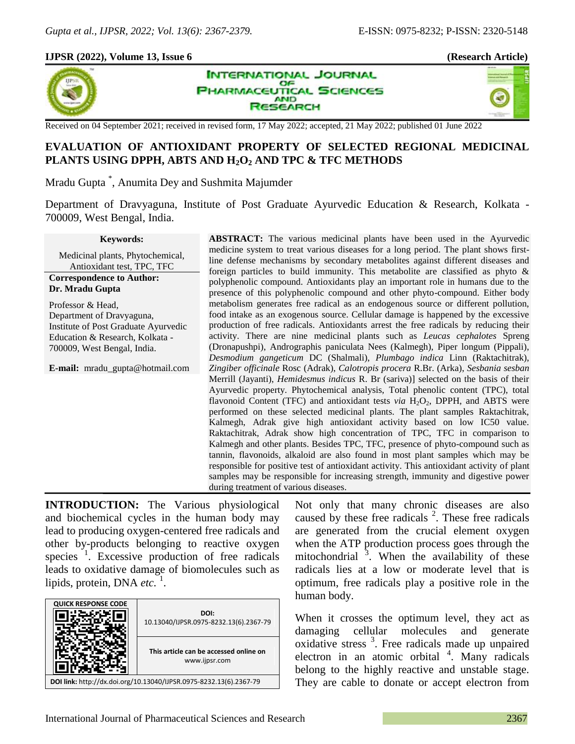**IJPSR (2022), Volume 13, Issue 6** **(Research Article)**

Received on 04 September 2021; received in revised form, 17 May 2022; accepted, 21 May 2022; published 01 June 2022

# EVALUATION OF ANTIOXIDANT PROPERTY OF SELECTED REGIONAL MEDICINAL PLANTS USING DPPH, ABTS AND $H_2O_2$ AND TPC & TFC METHODS

Mradu Gupta [*], Anumita Dey and Sushmita Majumder

Department of Dravyaguna, Institute of Post Graduate Ayurvedic Education & Research, Kolkata - 700009, West Bengal, India.

**Keywords:**

Medicinal plants, Phytochemical, Antioxidant test, TPC, TFC

**Correspondence to Author:**
**Dr. Mradu Gupta**

Professor & Head,
Department of Dravyaguna,
Institute of Post Graduate Ayurvedic Education & Research, Kolkata - 700009, West Bengal, India.

**E-mail:** mradu_gupta@hotmail.com

**ABSTRACT:** The various medicinal plants have been used in the Ayurvedic medicine system to treat various diseases for a long period. The plant shows first-line defense mechanisms by secondary metabolites against different diseases and foreign particles to build immunity. This metabolite are classified as phyto & polyphenolic compound. Antioxidants play an important role in humans due to the presence of this polyphenolic compound and other phyto-compound. Either body metabolism generates free radical as an endogenous source or different pollution, food intake as an exogenous source. Cellular damage is happened by the excessive production of free radicals. Antioxidants arrest the free radicals by reducing their activity. There are nine medicinal plants such as *Leucas cephalotes* Spreng (Dronapushpi), Andrographis paniculata Nees (Kalmegh), Piper longum (Pippali), *Desmodium gangeticum* DC (Shalmali), *Plumbago indica* Linn (Raktachitrak), *Zingiber officinale* Rosc (Adrak), *Calotropis procera* R.Br. (Arka), *Sesbania sesban* Merrill (Jayanti), *Hemidesmus indicus* R. Br (sariva)] selected on the basis of their Ayurvedic property. Phytochemical analysis, Total phenolic content (TPC), total flavonoid Content (TFC) and antioxidant tests *via* $H_2O_2$, DPPH, and ABTS were performed on these selected medicinal plants. The plant samples Raktachitrak, Kalmegh, Adrak give high antioxidant activity based on low IC50 value. Raktachitrak, Adrak show high concentration of TPC, TFC in comparison to Kalmegh and other plants. Besides TPC, TFC, presence of phyto-compound such as tannin, flavonoids, alkaloid are also found in most plant samples which may be responsible for positive test of antioxidant activity. This antioxidant activity of plant samples may be responsible for increasing strength, immunity and digestive power during treatment of various diseases.

**INTRODUCTION:** The Various physiological and biochemical cycles in the human body may lead to producing oxygen-centered free radicals and other by-products belonging to reactive oxygen species [1]. Excessive production of free radicals leads to oxidative damage of biomolecules such as lipids, protein, DNA *etc.* [1].

**DOI:** 10.13040/IJPSR.0975-8232.13(6).2367-79

**This article can be accessed online on** www.ijpsr.com

**DOI link:** http://dx.doi.org/10.13040/IJPSR.0975-8232.13(6).2367-79

Not only that many chronic diseases are also caused by these free radicals [2]. These free radicals are generated from the crucial element oxygen when the ATP production process goes through the mitochondrial [3]. When the availability of these radicals lies at a low or moderate level that is optimum, free radicals play a positive role in the human body.

When it crosses the optimum level, they act as damaging cellular molecules and generate oxidative stress [3]. Free radicals made up unpaired electron in an atomic orbital [4]. Many radicals belong to the highly reactive and unstable stage. They are cable to donate or accept electron from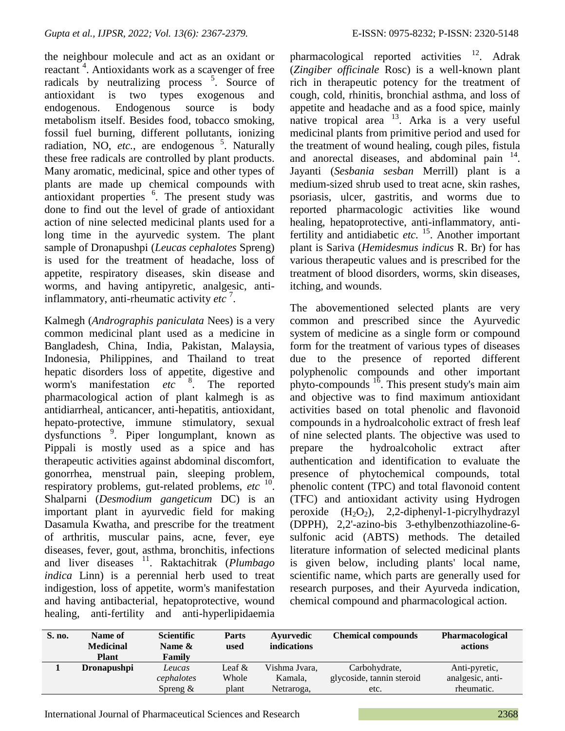the neighbour molecule and act as an oxidant or reactant [4]. Antioxidants work as a scavenger of free radicals by neutralizing process [5]. Source of antioxidant is two types exogenous and endogenous. Endogenous source is body metabolism itself. Besides food, tobacco smoking, fossil fuel burning, different pollutants, ionizing radiation, NO, *etc.*, are endogenous [5]. Naturally these free radicals are controlled by plant products. Many aromatic, medicinal, spice and other types of plants are made up chemical compounds with antioxidant properties [6]. The present study was done to find out the level of grade of antioxidant action of nine selected medicinal plants used for a long time in the ayurvedic system. The plant sample of Dronapushpi (*Leucas cephalotes* Spreng) is used for the treatment of headache, loss of appetite, respiratory diseases, skin disease and worms, and having antipyretic, analgesic, anti-inflammatory, anti-rheumatic activity *etc* [7].

Kalmegh (*Andrographis paniculata* Nees) is a very common medicinal plant used as a medicine in Bangladesh, China, India, Pakistan, Malaysia, Indonesia, Philippines, and Thailand to treat hepatic disorders loss of appetite, digestive and worm's manifestation *etc* [8]. The reported pharmacological action of plant kalmegh is as antidiarrheal, anticancer, anti-hepatitis, antioxidant, hepato-protective, immune stimulatory, sexual dysfunctions [9]. Piper longumplant, known as Pippali is mostly used as a spice and has therapeutic activities against abdominal discomfort, gonorrhea, menstrual pain, sleeping problem, respiratory problems, gut-related problems, *etc* [10]. Shalparni (*Desmodium gangeticum* DC) is an important plant in ayurvedic field for making Dasamula Kwatha, and prescribe for the treatment of arthritis, muscular pains, acne, fever, eye diseases, fever, gout, asthma, bronchitis, infections and liver diseases [11]. Raktachitrak (*Plumbago indica* Linn) is a perennial herb used to treat indigestion, loss of appetite, worm's manifestation and having antibacterial, hepatoprotective, wound healing, anti-fertility and anti-hyperlipidaemia pharmacological reported activities [12]. Adrak (*Zingiber officinale* Rosc) is a well-known plant rich in therapeutic potency for the treatment of cough, cold, rhinitis, bronchial asthma, and loss of appetite and headache and as a food spice, mainly native tropical area [13]. Arka is a very useful medicinal plants from primitive period and used for the treatment of wound healing, cough piles, fistula and anorectal diseases, and abdominal pain [14]. Jayanti (*Sesbania sesban* Merrill) plant is a medium-sized shrub used to treat acne, skin rashes, psoriasis, ulcer, gastritis, and worms due to reported pharmacologic activities like wound healing, hepatoprotective, anti-inflammatory, anti-fertility and antidiabetic *etc.* [15]. Another important plant is Sariva (*Hemidesmus indicus* R. Br) for has various therapeutic values and is prescribed for the treatment of blood disorders, worms, skin diseases, itching, and wounds.

The abovementioned selected plants are very common and prescribed since the Ayurvedic system of medicine as a single form or compound form for the treatment of various types of diseases due to the presence of reported different polyphenolic compounds and other important phyto-compounds [16]. This present study's main aim and objective was to find maximum antioxidant activities based on total phenolic and flavonoid compounds in a hydroalcoholic extract of fresh leaf of nine selected plants. The objective was used to prepare the hydroalcoholic extract after authentication and identification to evaluate the presence of phytochemical compounds, total phenolic content (TPC) and total flavonoid content (TFC) and antioxidant activity using Hydrogen peroxide ($H_2O_2$), 2,2-diphenyl-1-picrylhydrazyl (DPPH), 2,2'-azino-bis 3-ethylbenzothiazoline-6-sulfonic acid (ABTS) methods. The detailed literature information of selected medicinal plants is given below, including plants' local name, scientific name, which parts are generally used for research purposes, and their Ayurveda indication, chemical compound and pharmacological action.

| S. no. | Name of Medicinal Plant | Scientific Name & Family | Parts used | Ayurvedic indications | Chemical compounds | Pharmacological actions |
|---|---|---|---|---|---|---|
| 1 | **Dronapushpi** | *Leucas cephalotes* Spreng & | Leaf & Whole plant | Vishma Jvara, Kamala, Netraroga, | Carbohydrate, glycoside, tannin steroid etc. | Anti-pyretic, analgesic, anti-rheumatic. |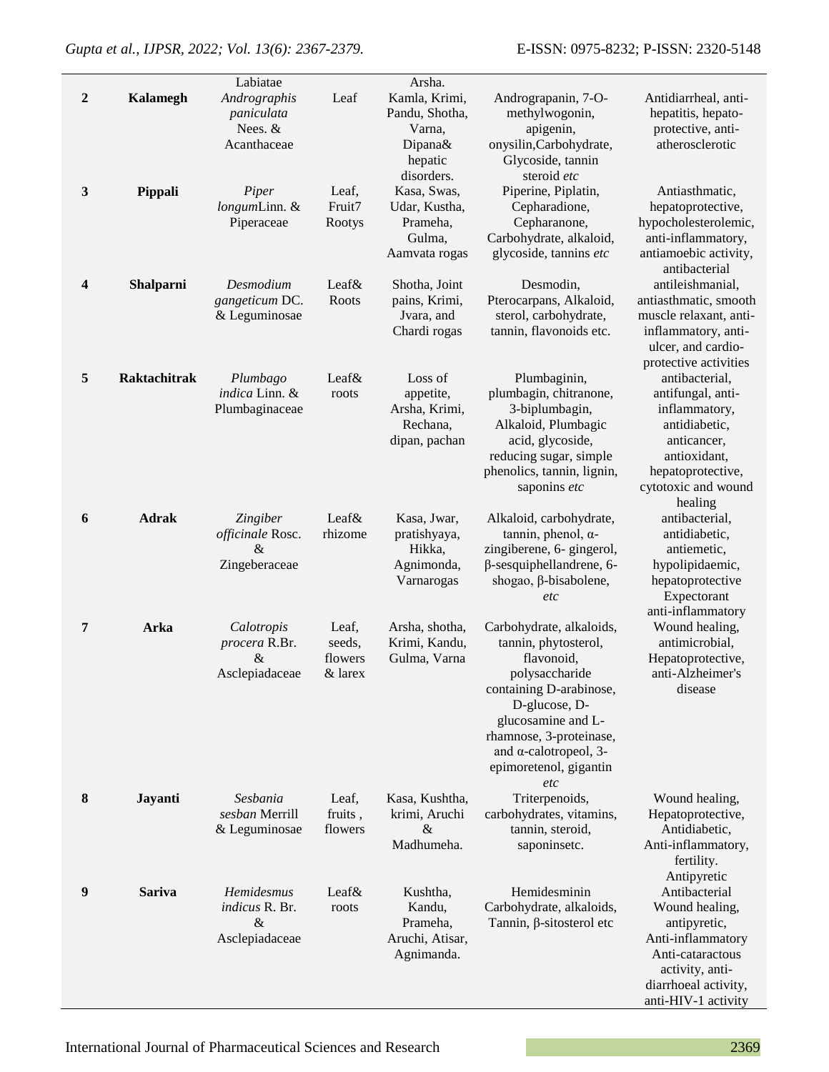|  |  | Labiatae |  | Arsha. |  |  |
|---|---|---|---|---|---|---|
| **2** | **Kalamegh** | *Andrographis paniculata* Nees. & Acanthaceae | Leaf | Kamla, Krimi, Pandu, Shotha, Varna, Dipana& hepatic disorders. | Andrograpanin, 7-O-methylwogonin, apigenin, onysilin,Carbohydrate, Glycoside, tannin steroid *etc* | Antidiarrheal, anti-hepatitis, hepato-protective, anti-atherosclerotic |
| **3** | **Pippali** | *Piper longum*Linn. & Piperaceae | Leaf, Fruit7 Rootys | Kasa, Swas, Udar, Kustha, Prameha, Gulma, Aamvata rogas | Piperine, Piplatin, Cepharadione, Cepharanone, Carbohydrate, alkaloid, glycoside, tannins *etc* | Antiasthmatic, hepatoprotective, hypocholesterolemic, anti-inflammatory, antiamoebic activity, antibacterial |
| **4** | **Shalparni** | *Desmodium gangeticum* DC. & Leguminosae | Leaf& Roots | Shotha, Joint pains, Krimi, Jvara, and Chardi rogas | Desmodin, Pterocarpans, Alkaloid, sterol, carbohydrate, tannin, flavonoids etc. | antileishmanial, antiasthmatic, smooth muscle relaxant, anti-inflammatory, anti-ulcer, and cardio-protective activities |
| **5** | **Raktachitrak** | *Plumbago indica* Linn. & Plumbaginaceae | Leaf& roots | Loss of appetite, Arsha, Krimi, Rechana, dipan, pachan | Plumbaginin, plumbagin, chitranone, 3-biplumbagin, Alkaloid, Plumbagic acid, glycoside, reducing sugar, simple phenolics, tannin, lignin, saponins *etc* | antibacterial, antifungal, anti-inflammatory, antidiabetic, anticancer, antioxidant, hepatoprotective, cytotoxic and wound healing |
| **6** | **Adrak** | *Zingiber officinale* Rosc. & Zingeberaceae | Leaf& rhizome | Kasa, Jwar, pratishyaya, Hikka, Agnimonda, Varnarogas | Alkaloid, carbohydrate, tannin, phenol, α-zingiberene, 6- gingerol, β-sesquiphellandrene, 6-shogao, β-bisabolene, *etc* | antibacterial, antidiabetic, antiemetic, hypolipidaemic, hepatoprotective Expectorant anti-inflammatory |
| **7** | **Arka** | *Calotropis procera* R.Br. & Asclepiadaceae | Leaf, seeds, flowers & larex | Arsha, shotha, Krimi, Kandu, Gulma, Varna | Carbohydrate, alkaloids, tannin, phytosterol, flavonoid, polysaccharide containing D-arabinose, D-glucose, D-glucosamine and L-rhamnose, 3-proteinase, and α-calotropeol, 3-epimoretenol, gigantin *etc* | Wound healing, antimicrobial, Hepatoprotective, anti-Alzheimer's disease |
| **8** | **Jayanti** | *Sesbania sesban* Merrill & Leguminosae | Leaf, fruits , flowers | Kasa, Kushtha, krimi, Aruchi & Madhumeha. | Triterpenoids, carbohydrates, vitamins, tannin, steroid, saponinsetc. | Wound healing, Hepatoprotective, Antidiabetic, Anti-inflammatory, fertility. Antipyretic |
| **9** | **Sariva** | *Hemidesmus indicus* R. Br. & Asclepiadaceae | Leaf& roots | Kushtha, Kandu, Prameha, Aruchi, Atisar, Agnimanda. | Hemidesminin Carbohydrate, alkaloids, Tannin, β-sitosterol etc | Antibacterial Wound healing, antipyretic, Anti-inflammatory Anti-cataractous activity, anti-diarrhoeal activity, anti-HIV-1 activity |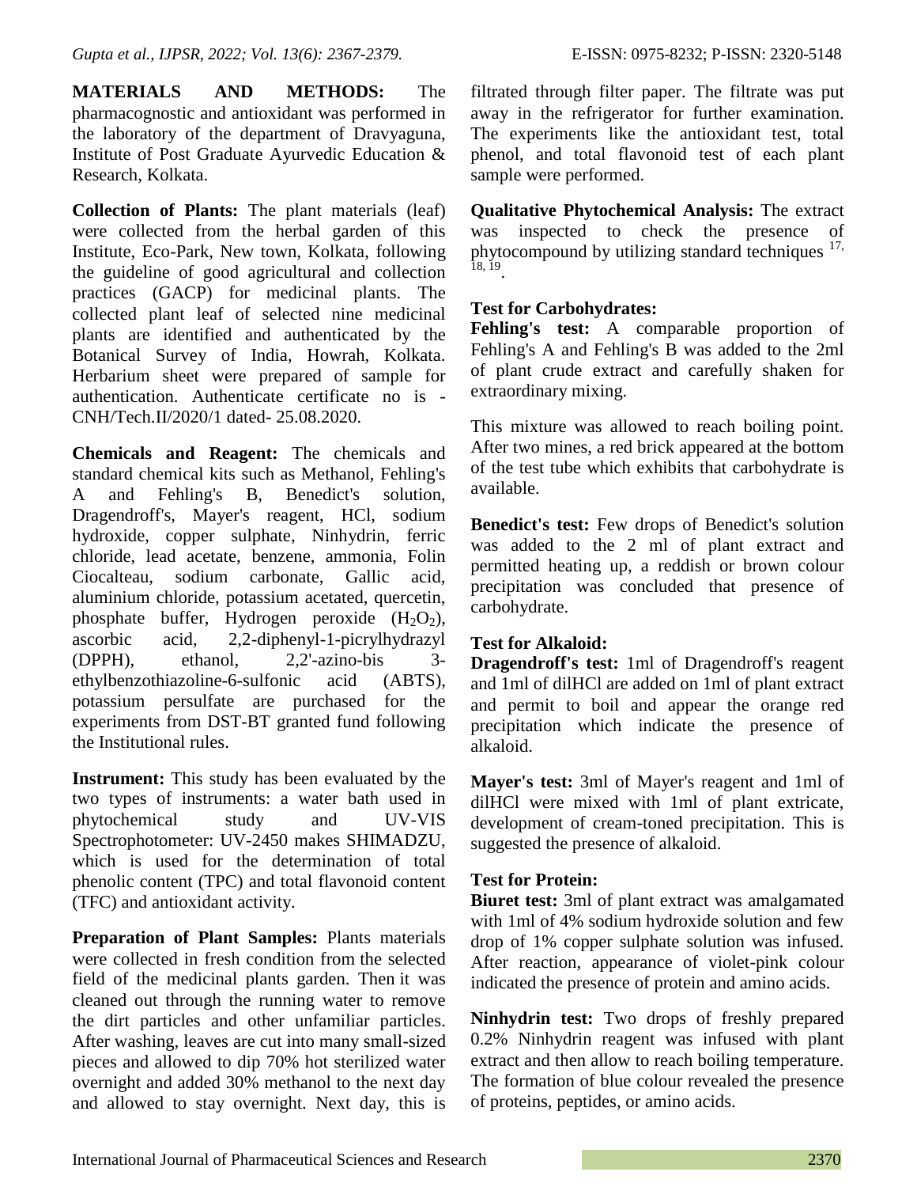**MATERIALS AND METHODS:** The pharmacognostic and antioxidant was performed in the laboratory of the department of Dravyaguna, Institute of Post Graduate Ayurvedic Education & Research, Kolkata.

**Collection of Plants:** The plant materials (leaf) were collected from the herbal garden of this Institute, Eco-Park, New town, Kolkata, following the guideline of good agricultural and collection practices (GACP) for medicinal plants. The collected plant leaf of selected nine medicinal plants are identified and authenticated by the Botanical Survey of India, Howrah, Kolkata. Herbarium sheet were prepared of sample for authentication. Authenticate certificate no is - CNH/Tech.II/2020/1 dated- 25.08.2020.

**Chemicals and Reagent:** The chemicals and standard chemical kits such as Methanol, Fehling's A and Fehling's B, Benedict's solution, Dragendroff's, Mayer's reagent, HCl, sodium hydroxide, copper sulphate, Ninhydrin, ferric chloride, lead acetate, benzene, ammonia, Folin Ciocalteau, sodium carbonate, Gallic acid, aluminium chloride, potassium acetated, quercetin, phosphate buffer, Hydrogen peroxide ($H_2O_2$), ascorbic acid, 2,2-diphenyl-1-picrylhydrazyl (DPPH), ethanol, 2,2'-azino-bis 3-ethylbenzothiazoline-6-sulfonic acid (ABTS), potassium persulfate are purchased for the experiments from DST-BT granted fund following the Institutional rules.

**Instrument:** This study has been evaluated by the two types of instruments: a water bath used in phytochemical study and UV-VIS Spectrophotometer: UV-2450 makes SHIMADZU, which is used for the determination of total phenolic content (TPC) and total flavonoid content (TFC) and antioxidant activity.

**Preparation of Plant Samples:** Plants materials were collected in fresh condition from the selected field of the medicinal plants garden. Then it was cleaned out through the running water to remove the dirt particles and other unfamiliar particles. After washing, leaves are cut into many small-sized pieces and allowed to dip 70% hot sterilized water overnight and added 30% methanol to the next day and allowed to stay overnight. Next day, this is filtrated through filter paper. The filtrate was put away in the refrigerator for further examination. The experiments like the antioxidant test, total phenol, and total flavonoid test of each plant sample were performed.

**Qualitative Phytochemical Analysis:** The extract was inspected to check the presence of phytocompound by utilizing standard techniques [17, 18, 19].

### Test for Carbohydrates:

**Fehling's test:** A comparable proportion of Fehling's A and Fehling's B was added to the 2ml of plant crude extract and carefully shaken for extraordinary mixing.

This mixture was allowed to reach boiling point. After two mines, a red brick appeared at the bottom of the test tube which exhibits that carbohydrate is available.

**Benedict's test:** Few drops of Benedict's solution was added to the 2 ml of plant extract and permitted heating up, a reddish or brown colour precipitation was concluded that presence of carbohydrate.

### Test for Alkaloid:

**Dragendroff's test:** 1ml of Dragendroff's reagent and 1ml of dilHCl are added on 1ml of plant extract and permit to boil and appear the orange red precipitation which indicate the presence of alkaloid.

**Mayer's test:** 3ml of Mayer's reagent and 1ml of dilHCl were mixed with 1ml of plant extricate, development of cream-toned precipitation. This is suggested the presence of alkaloid.

### Test for Protein:

**Biuret test:** 3ml of plant extract was amalgamated with 1ml of 4% sodium hydroxide solution and few drop of 1% copper sulphate solution was infused. After reaction, appearance of violet-pink colour indicated the presence of protein and amino acids.

**Ninhydrin test:** Two drops of freshly prepared 0.2% Ninhydrin reagent was infused with plant extract and then allow to reach boiling temperature. The formation of blue colour revealed the presence of proteins, peptides, or amino acids.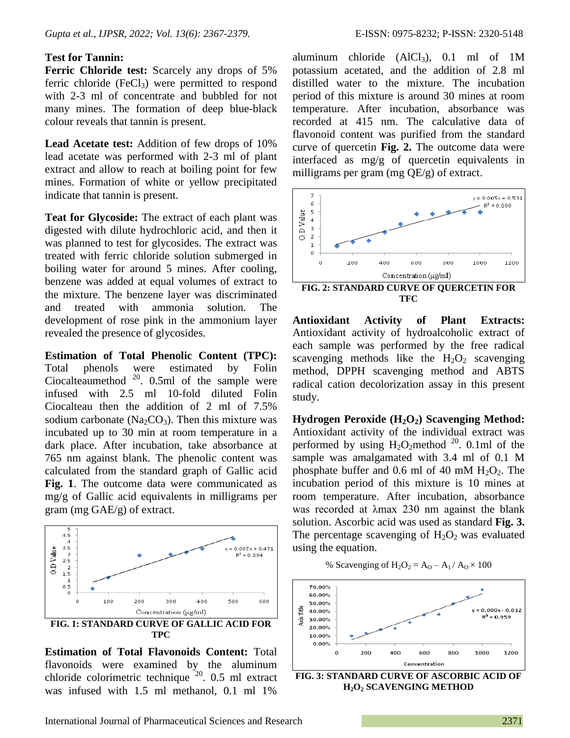**Test for Tannin:**

**Ferric Chloride test:** Scarcely any drops of 5% ferric chloride ($FeCl_3$) were permitted to respond with 2-3 ml of concentrate and bubbled for not many mines. The formation of deep blue-black colour reveals that tannin is present.

**Lead Acetate test:** Addition of few drops of 10% lead acetate was performed with 2-3 ml of plant extract and allow to reach at boiling point for few mines. Formation of white or yellow precipitated indicate that tannin is present.

**Teat for Glycoside:** The extract of each plant was digested with dilute hydrochloric acid, and then it was planned to test for glycosides. The extract was treated with ferric chloride solution submerged in boiling water for around 5 mines. After cooling, benzene was added at equal volumes of extract to the mixture. The benzene layer was discriminated and treated with ammonia solution. The development of rose pink in the ammonium layer revealed the presence of glycosides.

**Estimation of Total Phenolic Content (TPC):** Total phenols were estimated by Folin Ciocalteaumethod [20]. 0.5ml of the sample were infused with 2.5 ml 10-fold diluted Folin Ciocalteau then the addition of 2 ml of 7.5% sodium carbonate ($Na_2CO_3$). Then this mixture was incubated up to 30 min at room temperature in a dark place. After incubation, take absorbance at 765 nm against blank. The phenolic content was calculated from the standard graph of Gallic acid **Fig. 1**. The outcome data were communicated as mg/g of Gallic acid equivalents in milligrams per gram (mg GAE/g) of extract.

**FIG. 1: STANDARD CURVE OF GALLIC ACID FOR TPC**

**Estimation of Total Flavonoids Content:** Total flavonoids were examined by the aluminum chloride colorimetric technique [20]. 0.5 ml extract was infused with 1.5 ml methanol, 0.1 ml 1% aluminum chloride ($AlCl_3$), 0.1 ml of 1M potassium acetated, and the addition of 2.8 ml distilled water to the mixture. The incubation period of this mixture is around 30 mines at room temperature. After incubation, absorbance was recorded at 415 nm. The calculative data of flavonoid content was purified from the standard curve of quercetin **Fig. 2.** The outcome data were interfaced as mg/g of quercetin equivalents in milligrams per gram (mg QE/g) of extract.

**FIG. 2: STANDARD CURVE OF QUERCETIN FOR TFC**

**Antioxidant Activity of Plant Extracts:** Antioxidant activity of hydroalcoholic extract of each sample was performed by the free radical scavenging methods like the $H_2O_2$ scavenging method, DPPH scavenging method and ABTS radical cation decolorization assay in this present study.

**Hydrogen Peroxide ($H_2O_2$) Scavenging Method:** Antioxidant activity of the individual extract was performed by using $H_2O_2$method [20]. 0.1ml of the sample was amalgamated with 3.4 ml of 0.1 M phosphate buffer and 0.6 ml of 40 mM $H_2O_2$. The incubation period of this mixture is 10 mines at room temperature. After incubation, absorbance was recorded at λmax 230 nm against the blank solution. Ascorbic acid was used as standard **Fig. 3.** The percentage scavenging of $H_2O_2$ was evaluated using the equation.

$$\% \text{ Scavenging of } H_2O_2 = A_O - A_1 / A_O \times 100$$

**FIG. 3: STANDARD CURVE OF ASCORBIC ACID OF $H_2O_2$ SCAVENGING METHOD**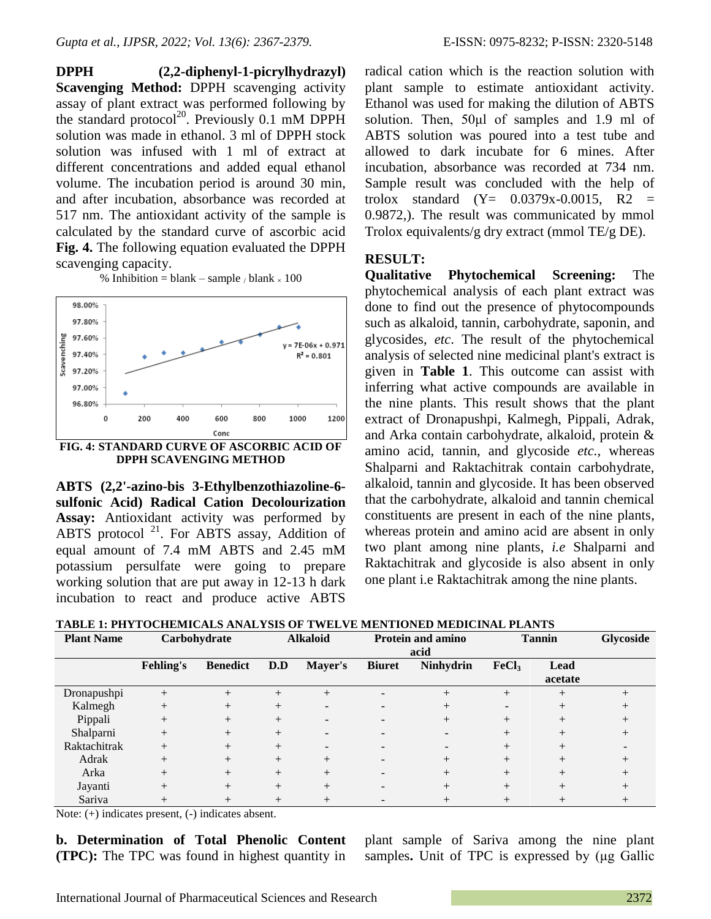**DPPH (2,2-diphenyl-1-picrylhydrazyl) Scavenging Method:** DPPH scavenging activity assay of plant extract was performed following by the standard protocol[20]. Previously 0.1 mM DPPH solution was made in ethanol. 3 ml of DPPH stock solution was infused with 1 ml of extract at different concentrations and added equal ethanol volume. The incubation period is around 30 min, and after incubation, absorbance was recorded at 517 nm. The antioxidant activity of the sample is calculated by the standard curve of ascorbic acid **Fig. 4.** The following equation evaluated the DPPH scavenging capacity.

$$\% \text{ Inhibition} = \text{blank} - \text{sample} / \text{blank} \times 100$$

**FIG. 4: STANDARD CURVE OF ASCORBIC ACID OF DPPH SCAVENGING METHOD**

**ABTS (2,2'-azino-bis 3-Ethylbenzothiazoline-6-sulfonic Acid) Radical Cation Decolourization Assay:** Antioxidant activity was performed by ABTS protocol [21]. For ABTS assay, Addition of equal amount of 7.4 mM ABTS and 2.45 mM potassium persulfate were going to prepare working solution that are put away in 12-13 h dark incubation to react and produce active ABTS radical cation which is the reaction solution with plant sample to estimate antioxidant activity. Ethanol was used for making the dilution of ABTS solution. Then, 50μl of samples and 1.9 ml of ABTS solution was poured into a test tube and allowed to dark incubate for 6 mines. After incubation, absorbance was recorded at 734 nm. Sample result was concluded with the help of trolox standard ($Y= 0.0379x-0.0015$, $R2 = 0.9872$,). The result was communicated by mmol Trolox equivalents/g dry extract (mmol TE/g DE).

## RESULT:

**Qualitative Phytochemical Screening:** The phytochemical analysis of each plant extract was done to find out the presence of phytocompounds such as alkaloid, tannin, carbohydrate, saponin, and glycosides, *etc*. The result of the phytochemical analysis of selected nine medicinal plant's extract is given in **Table 1**. This outcome can assist with inferring what active compounds are available in the nine plants. This result shows that the plant extract of Dronapushpi, Kalmegh, Pippali, Adrak, and Arka contain carbohydrate, alkaloid, protein & amino acid, tannin, and glycoside *etc.*, whereas Shalparni and Raktachitrak contain carbohydrate, alkaloid, tannin and glycoside. It has been observed that the carbohydrate, alkaloid and tannin chemical constituents are present in each of the nine plants, whereas protein and amino acid are absent in only two plant among nine plants, *i.e* Shalparni and Raktachitrak and glycoside is also absent in only one plant i.e Raktachitrak among the nine plants.

**TABLE 1: PHYTOCHEMICALS ANALYSIS OF TWELVE MENTIONED MEDICINAL PLANTS**

| Plant Name | Carbohydrate | | Alkaloid | | Protein and amino acid | | Tannin | | Glycoside |
|---|---|---|---|---|---|---|---|---|---|
| | Fehling's | Benedict | D.D | Mayer's | Biuret | Ninhydrin | $FeCl_3$ | Lead acetate | |
| Dronapushpi | + | + | + | + | - | + | + | + | + |
| Kalmegh | + | + | + | - | - | + | - | + | + |
| Pippali | + | + | + | - | - | + | + | + | + |
| Shalparni | + | + | + | - | - | - | + | + | + |
| Raktachitrak | + | + | + | - | - | - | + | + | - |
| Adrak | + | + | + | + | - | + | + | + | + |
| Arka | + | + | + | + | - | + | + | + | + |
| Jayanti | + | + | + | + | - | + | + | + | + |
| Sariva | + | + | + | + | - | + | + | + | + |

Note: (+) indicates present, (-) indicates absent.

**b. Determination of Total Phenolic Content (TPC):** The TPC was found in highest quantity in plant sample of Sariva among the nine plant samples**.** Unit of TPC is expressed by (μg Gallic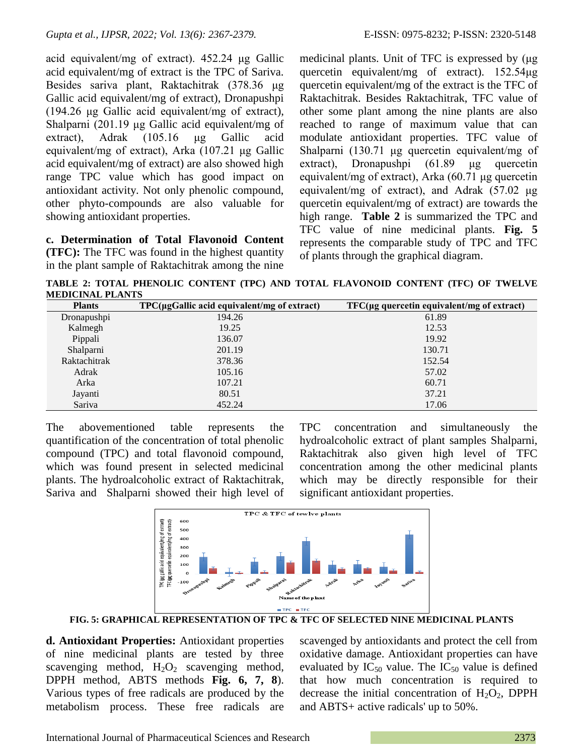acid equivalent/mg of extract). 452.24 µg Gallic acid equivalent/mg of extract is the TPC of Sariva. Besides sariva plant, Raktachitrak (378.36 µg Gallic acid equivalent/mg of extract), Dronapushpi (194.26 µg Gallic acid equivalent/mg of extract), Shalparni (201.19 µg Gallic acid equivalent/mg of extract), Adrak (105.16 µg Gallic acid equivalent/mg of extract), Arka (107.21 µg Gallic acid equivalent/mg of extract) are also showed high range TPC value which has good impact on antioxidant activity. Not only phenolic compound, other phyto-compounds are also valuable for showing antioxidant properties.

**c. Determination of Total Flavonoid Content (TFC):** The TFC was found in the highest quantity in the plant sample of Raktachitrak among the nine medicinal plants. Unit of TFC is expressed by (µg quercetin equivalent/mg of extract). 152.54µg quercetin equivalent/mg of the extract is the TFC of Raktachitrak. Besides Raktachitrak, TFC value of other some plant among the nine plants are also reached to range of maximum value that can modulate antioxidant properties. TFC value of Shalparni (130.71 µg quercetin equivalent/mg of extract), Dronapushpi (61.89 µg quercetin equivalent/mg of extract), Arka (60.71 µg quercetin equivalent/mg of extract), and Adrak (57.02 µg quercetin equivalent/mg of extract) are towards the high range. **Table 2** is summarized the TPC and TFC value of nine medicinal plants. **Fig. 5** represents the comparable study of TPC and TFC of plants through the graphical diagram.

**TABLE 2: TOTAL PHENOLIC CONTENT (TPC) AND TOTAL FLAVONOID CONTENT (TFC) OF TWELVE MEDICINAL PLANTS**

| Plants | TPC(µgGallic acid equivalent/mg of extract) | TFC(µg quercetin equivalent/mg of extract) |
|---|---|---|
| Dronapushpi | 194.26 | 61.89 |
| Kalmegh | 19.25 | 12.53 |
| Pippali | 136.07 | 19.92 |
| Shalparni | 201.19 | 130.71 |
| Raktachitrak | 378.36 | 152.54 |
| Adrak | 105.16 | 57.02 |
| Arka | 107.21 | 60.71 |
| Jayanti | 80.51 | 37.21 |
| Sariva | 452.24 | 17.06 |

The abovementioned table represents the quantification of the concentration of total phenolic compound (TPC) and total flavonoid compound, which was found present in selected medicinal plants. The hydroalcoholic extract of Raktachitrak, Sariva and Shalparni showed their high level of TPC concentration and simultaneously the hydroalcoholic extract of plant samples Shalparni, Raktachitrak also given high level of TFC concentration among the other medicinal plants which may be directly responsible for their significant antioxidant properties.

**FIG. 5: GRAPHICAL REPRESENTATION OF TPC & TFC OF SELECTED NINE MEDICINAL PLANTS**

**d. Antioxidant Properties:** Antioxidant properties of nine medicinal plants are tested by three scavenging method, $H_2O_2$ scavenging method, DPPH method, ABTS methods **Fig. 6, 7, 8**). Various types of free radicals are produced by the metabolism process. These free radicals are scavenged by antioxidants and protect the cell from oxidative damage. Antioxidant properties can have evaluated by $IC_{50}$ value. The $IC_{50}$ value is defined that how much concentration is required to decrease the initial concentration of $H_2O_2$, DPPH and ABTS+ active radicals' up to 50%.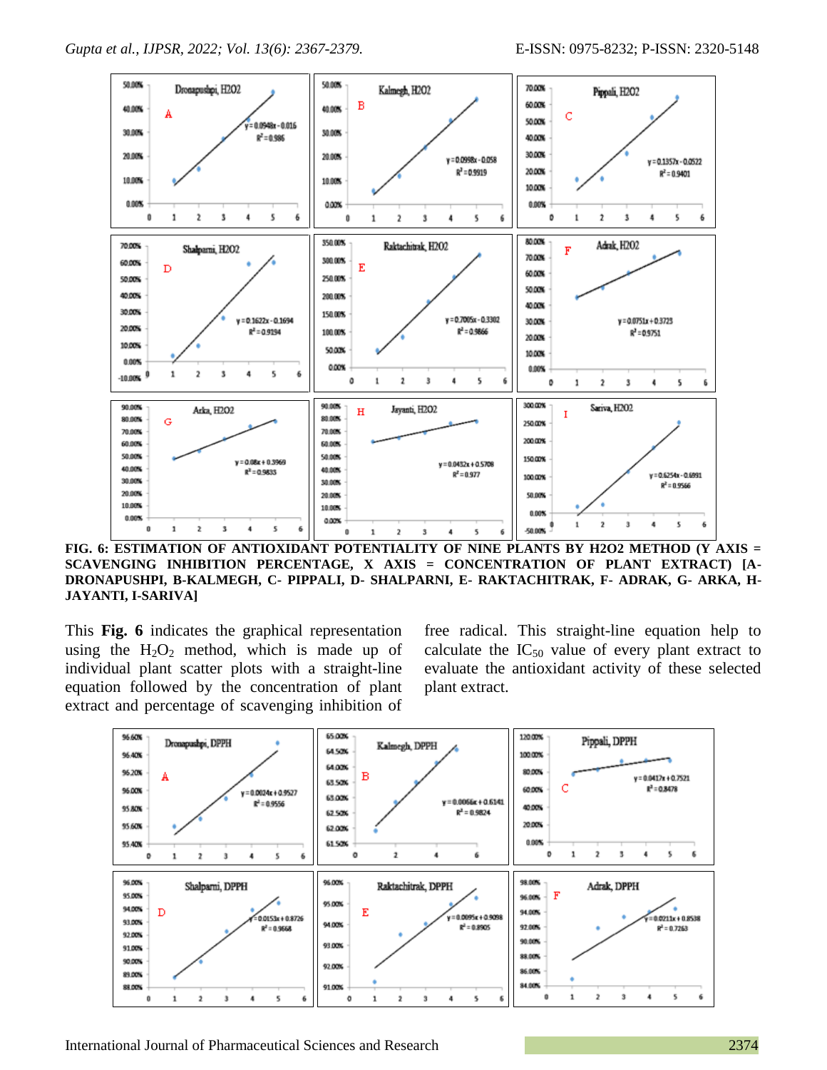FIG. 6: ESTIMATION OF ANTIOXIDANT POTENTIALITY OF NINE PLANTS BY H2O2 METHOD (Y AXIS = SCAVENGING INHIBITION PERCENTAGE, X AXIS = CONCENTRATION OF PLANT EXTRACT) [A-DRONAPUSHPI, B-KALMEGH, C- PIPPALI, D- SHALPARNI, E- RAKTACHITRAK, F- ADRAK, G- ARKA, H-JAYANTI, I-SARIVA]

This **Fig. 6** indicates the graphical representation using the $H_2O_2$ method, which is made up of individual plant scatter plots with a straight-line equation followed by the concentration of plant extract and percentage of scavenging inhibition of free radical. This straight-line equation help to calculate the $IC_{50}$ value of every plant extract to evaluate the antioxidant activity of these selected plant extract.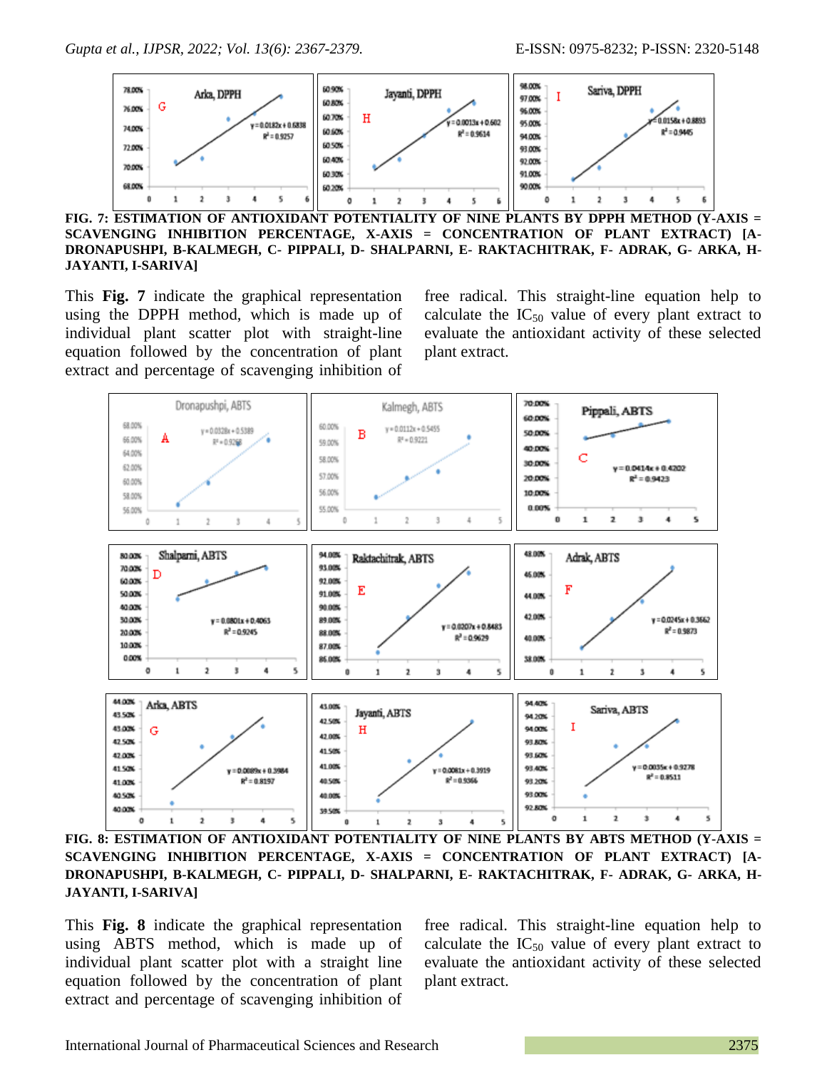FIG. 7: ESTIMATION OF ANTIOXIDANT POTENTIALITY OF NINE PLANTS BY DPPH METHOD (Y-AXIS = SCAVENGING INHIBITION PERCENTAGE, X-AXIS = CONCENTRATION OF PLANT EXTRACT) [A- DRONAPUSHPI, B-KALMEGH, C- PIPPALI, D- SHALPARNI, E- RAKTACHITRAK, F- ADRAK, G- ARKA, H- JAYANTI, I-SARIVA]

This **Fig. 7** indicate the graphical representation using the DPPH method, which is made up of individual plant scatter plot with straight-line equation followed by the concentration of plant extract and percentage of scavenging inhibition of free radical. This straight-line equation help to calculate the $IC_{50}$ value of every plant extract to evaluate the antioxidant activity of these selected plant extract.

FIG. 8: ESTIMATION OF ANTIOXIDANT POTENTIALITY OF NINE PLANTS BY ABTS METHOD (Y-AXIS = SCAVENGING INHIBITION PERCENTAGE, X-AXIS = CONCENTRATION OF PLANT EXTRACT) [A- DRONAPUSHPI, B-KALMEGH, C- PIPPALI, D- SHALPARNI, E- RAKTACHITRAK, F- ADRAK, G- ARKA, H- JAYANTI, I-SARIVA]

This **Fig. 8** indicate the graphical representation using ABTS method, which is made up of individual plant scatter plot with a straight line equation followed by the concentration of plant extract and percentage of scavenging inhibition of free radical. This straight-line equation help to calculate the $IC_{50}$ value of every plant extract to evaluate the antioxidant activity of these selected plant extract.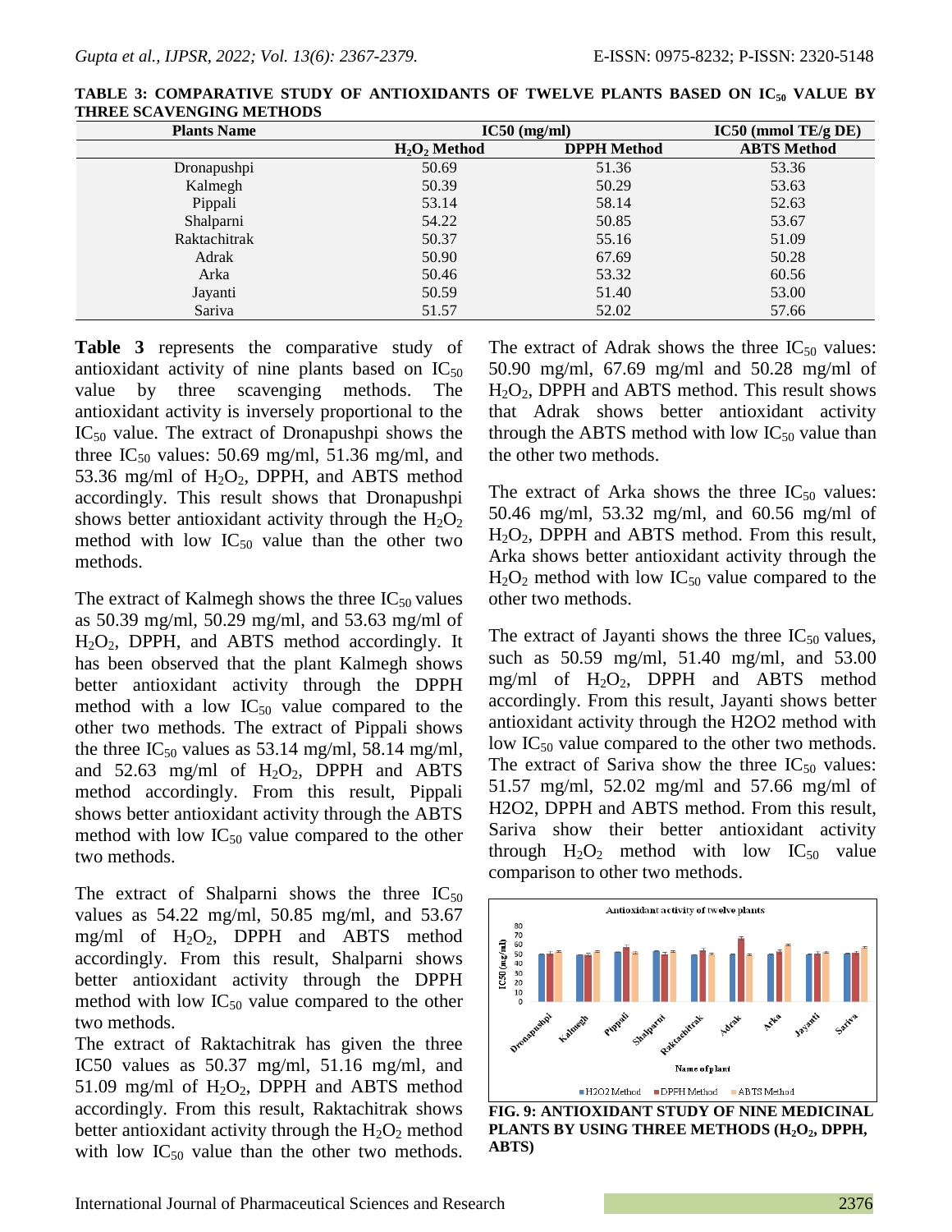**TABLE 3: COMPARATIVE STUDY OF ANTIOXIDANTS OF TWELVE PLANTS BASED ON $IC_{50}$ VALUE BY THREE SCAVENGING METHODS**

| Plants Name | IC50 (mg/ml) | | IC50 (mmol TE/g DE) |
|---|---|---|---|
| | $H_2O_2$ Method | DPPH Method | ABTS Method |
| Dronapushpi | 50.69 | 51.36 | 53.36 |
| Kalmegh | 50.39 | 50.29 | 53.63 |
| Pippali | 53.14 | 58.14 | 52.63 |
| Shalparni | 54.22 | 50.85 | 53.67 |
| Raktachitrak | 50.37 | 55.16 | 51.09 |
| Adrak | 50.90 | 67.69 | 50.28 |
| Arka | 50.46 | 53.32 | 60.56 |
| Jayanti | 50.59 | 51.40 | 53.00 |
| Sariva | 51.57 | 52.02 | 57.66 |

**Table 3** represents the comparative study of antioxidant activity of nine plants based on $IC_{50}$ value by three scavenging methods. The antioxidant activity is inversely proportional to the $IC_{50}$ value. The extract of Dronapushpi shows the three $IC_{50}$ values: 50.69 mg/ml, 51.36 mg/ml, and 53.36 mg/ml of $H_2O_2$, DPPH, and ABTS method accordingly. This result shows that Dronapushpi shows better antioxidant activity through the $H_2O_2$ method with low $IC_{50}$ value than the other two methods.

The extract of Kalmegh shows the three $IC_{50}$ values as 50.39 mg/ml, 50.29 mg/ml, and 53.63 mg/ml of $H_2O_2$, DPPH, and ABTS method accordingly. It has been observed that the plant Kalmegh shows better antioxidant activity through the DPPH method with a low $IC_{50}$ value compared to the other two methods. The extract of Pippali shows the three $IC_{50}$ values as 53.14 mg/ml, 58.14 mg/ml, and 52.63 mg/ml of $H_2O_2$, DPPH and ABTS method accordingly. From this result, Pippali shows better antioxidant activity through the ABTS method with low $IC_{50}$ value compared to the other two methods.

The extract of Shalparni shows the three $IC_{50}$ values as 54.22 mg/ml, 50.85 mg/ml, and 53.67 mg/ml of $H_2O_2$, DPPH and ABTS method accordingly. From this result, Shalparni shows better antioxidant activity through the DPPH method with low $IC_{50}$ value compared to the other two methods.

The extract of Raktachitrak has given the three IC50 values as 50.37 mg/ml, 51.16 mg/ml, and 51.09 mg/ml of $H_2O_2$, DPPH and ABTS method accordingly. From this result, Raktachitrak shows better antioxidant activity through the $H_2O_2$ method with low $IC_{50}$ value than the other two methods.

The extract of Adrak shows the three $IC_{50}$ values: 50.90 mg/ml, 67.69 mg/ml and 50.28 mg/ml of $H_2O_2$, DPPH and ABTS method. This result shows that Adrak shows better antioxidant activity through the ABTS method with low $IC_{50}$ value than the other two methods.

The extract of Arka shows the three $IC_{50}$ values: 50.46 mg/ml, 53.32 mg/ml, and 60.56 mg/ml of $H_2O_2$, DPPH and ABTS method. From this result, Arka shows better antioxidant activity through the $H_2O_2$ method with low $IC_{50}$ value compared to the other two methods.

The extract of Jayanti shows the three $IC_{50}$ values, such as 50.59 mg/ml, 51.40 mg/ml, and 53.00 mg/ml of $H_2O_2$, DPPH and ABTS method accordingly. From this result, Jayanti shows better antioxidant activity through the H2O2 method with low $IC_{50}$ value compared to the other two methods. The extract of Sariva show the three $IC_{50}$ values: 51.57 mg/ml, 52.02 mg/ml and 57.66 mg/ml of H2O2, DPPH and ABTS method. From this result, Sariva show their better antioxidant activity through $H_2O_2$ method with low $IC_{50}$ value comparison to other two methods.

**FIG. 9: ANTIOXIDANT STUDY OF NINE MEDICINAL PLANTS BY USING THREE METHODS ($H_2O_2$, DPPH, ABTS)**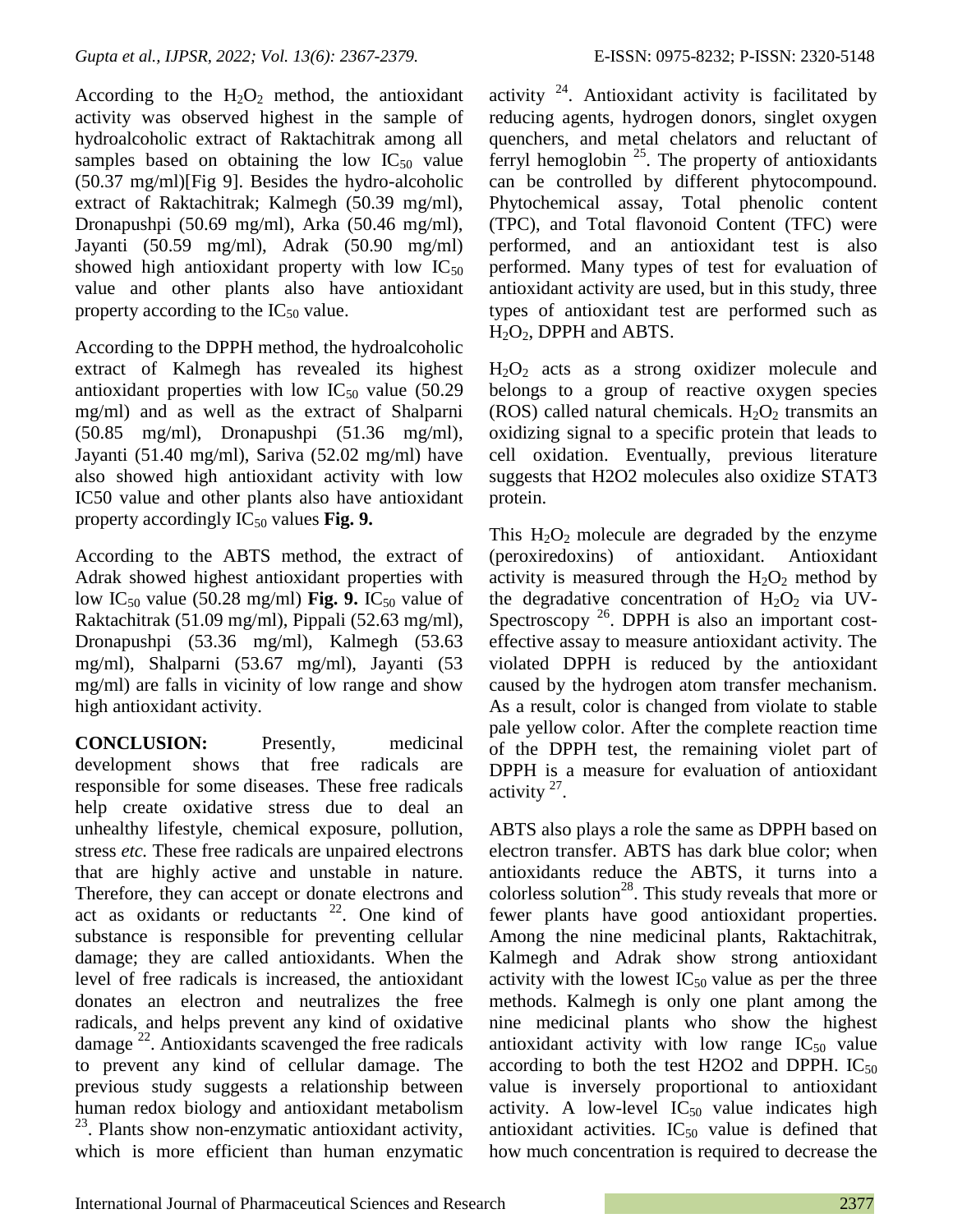According to the $H_2O_2$ method, the antioxidant activity was observed highest in the sample of hydroalcoholic extract of Raktachitrak among all samples based on obtaining the low $IC_{50}$ value (50.37 mg/ml)[Fig 9]. Besides the hydro-alcoholic extract of Raktachitrak; Kalmegh (50.39 mg/ml), Dronapushpi (50.69 mg/ml), Arka (50.46 mg/ml), Jayanti (50.59 mg/ml), Adrak (50.90 mg/ml) showed high antioxidant property with low $IC_{50}$ value and other plants also have antioxidant property according to the $IC_{50}$ value.

According to the DPPH method, the hydroalcoholic extract of Kalmegh has revealed its highest antioxidant properties with low $IC_{50}$ value (50.29 mg/ml) and as well as the extract of Shalparni (50.85 mg/ml), Dronapushpi (51.36 mg/ml), Jayanti (51.40 mg/ml), Sariva (52.02 mg/ml) have also showed high antioxidant activity with low IC50 value and other plants also have antioxidant property accordingly $IC_{50}$ values **Fig. 9.**

According to the ABTS method, the extract of Adrak showed highest antioxidant properties with low $IC_{50}$ value (50.28 mg/ml) **Fig. 9.** $IC_{50}$ value of Raktachitrak (51.09 mg/ml), Pippali (52.63 mg/ml), Dronapushpi (53.36 mg/ml), Kalmegh (53.63 mg/ml), Shalparni (53.67 mg/ml), Jayanti (53 mg/ml) are falls in vicinity of low range and show high antioxidant activity.

**CONCLUSION:** Presently, medicinal development shows that free radicals are responsible for some diseases. These free radicals help create oxidative stress due to deal an unhealthy lifestyle, chemical exposure, pollution, stress *etc.* These free radicals are unpaired electrons that are highly active and unstable in nature. Therefore, they can accept or donate electrons and act as oxidants or reductants [22]. One kind of substance is responsible for preventing cellular damage; they are called antioxidants. When the level of free radicals is increased, the antioxidant donates an electron and neutralizes the free radicals, and helps prevent any kind of oxidative damage [22]. Antioxidants scavenged the free radicals to prevent any kind of cellular damage. The previous study suggests a relationship between human redox biology and antioxidant metabolism [23]. Plants show non-enzymatic antioxidant activity, which is more efficient than human enzymatic activity [24]. Antioxidant activity is facilitated by reducing agents, hydrogen donors, singlet oxygen quenchers, and metal chelators and reluctant of ferryl hemoglobin [25]. The property of antioxidants can be controlled by different phytocompound. Phytochemical assay, Total phenolic content (TPC), and Total flavonoid Content (TFC) were performed, and an antioxidant test is also performed. Many types of test for evaluation of antioxidant activity are used, but in this study, three types of antioxidant test are performed such as $H_2O_2$, DPPH and ABTS.

$H_2O_2$ acts as a strong oxidizer molecule and belongs to a group of reactive oxygen species (ROS) called natural chemicals. $H_2O_2$ transmits an oxidizing signal to a specific protein that leads to cell oxidation. Eventually, previous literature suggests that H2O2 molecules also oxidize STAT3 protein.

This $H_2O_2$ molecule are degraded by the enzyme (peroxiredoxins) of antioxidant. Antioxidant activity is measured through the $H_2O_2$ method by the degradative concentration of $H_2O_2$ via UV-Spectroscopy [26]. DPPH is also an important cost-effective assay to measure antioxidant activity. The violated DPPH is reduced by the antioxidant caused by the hydrogen atom transfer mechanism. As a result, color is changed from violate to stable pale yellow color. After the complete reaction time of the DPPH test, the remaining violet part of DPPH is a measure for evaluation of antioxidant activity [27].

ABTS also plays a role the same as DPPH based on electron transfer. ABTS has dark blue color; when antioxidants reduce the ABTS, it turns into a colorless solution[28]. This study reveals that more or fewer plants have good antioxidant properties. Among the nine medicinal plants, Raktachitrak, Kalmegh and Adrak show strong antioxidant activity with the lowest $IC_{50}$ value as per the three methods. Kalmegh is only one plant among the nine medicinal plants who show the highest antioxidant activity with low range $IC_{50}$ value according to both the test H2O2 and DPPH. $IC_{50}$ value is inversely proportional to antioxidant activity. A low-level $IC_{50}$ value indicates high antioxidant activities. $IC_{50}$ value is defined that how much concentration is required to decrease the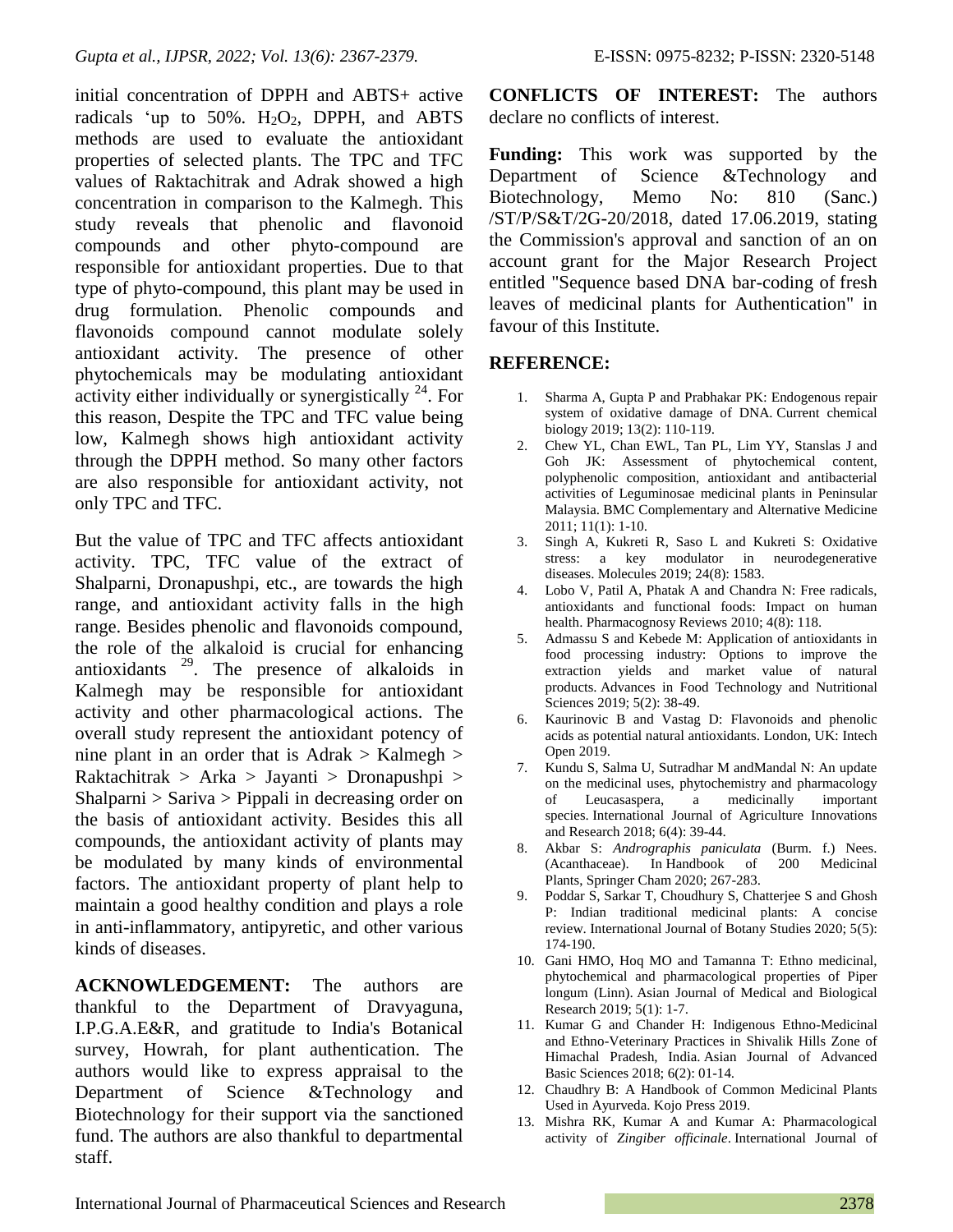initial concentration of DPPH and ABTS+ active radicals 'up to 50%. $H_2O_2$, DPPH, and ABTS methods are used to evaluate the antioxidant properties of selected plants. The TPC and TFC values of Raktachitrak and Adrak showed a high concentration in comparison to the Kalmegh. This study reveals that phenolic and flavonoid compounds and other phyto-compound are responsible for antioxidant properties. Due to that type of phyto-compound, this plant may be used in drug formulation. Phenolic compounds and flavonoids compound cannot modulate solely antioxidant activity. The presence of other phytochemicals may be modulating antioxidant activity either individually or synergistically [24]. For this reason, Despite the TPC and TFC value being low, Kalmegh shows high antioxidant activity through the DPPH method. So many other factors are also responsible for antioxidant activity, not only TPC and TFC.

But the value of TPC and TFC affects antioxidant activity. TPC, TFC value of the extract of Shalparni, Dronapushpi, etc., are towards the high range, and antioxidant activity falls in the high range. Besides phenolic and flavonoids compound, the role of the alkaloid is crucial for enhancing antioxidants [29]. The presence of alkaloids in Kalmegh may be responsible for antioxidant activity and other pharmacological actions. The overall study represent the antioxidant potency of nine plant in an order that is Adrak > Kalmegh > Raktachitrak > Arka > Jayanti > Dronapushpi > Shalparni > Sariva > Pippali in decreasing order on the basis of antioxidant activity. Besides this all compounds, the antioxidant activity of plants may be modulated by many kinds of environmental factors. The antioxidant property of plant help to maintain a good healthy condition and plays a role in anti-inflammatory, antipyretic, and other various kinds of diseases.

**ACKNOWLEDGEMENT:** The authors are thankful to the Department of Dravyaguna, I.P.G.A.E&R, and gratitude to India's Botanical survey, Howrah, for plant authentication. The authors would like to express appraisal to the Department of Science &Technology and Biotechnology for their support via the sanctioned fund. The authors are also thankful to departmental staff.

**CONFLICTS OF INTEREST:** The authors declare no conflicts of interest.

**Funding:** This work was supported by the Department of Science &Technology and Biotechnology, Memo No: 810 (Sanc.) /ST/P/S&T/2G-20/2018, dated 17.06.2019, stating the Commission's approval and sanction of an on account grant for the Major Research Project entitled "Sequence based DNA bar-coding of fresh leaves of medicinal plants for Authentication" in favour of this Institute.

## REFERENCE:

1. Sharma A, Gupta P and Prabhakar PK: Endogenous repair system of oxidative damage of DNA. Current chemical biology 2019; 13(2): 110-119.
2. Chew YL, Chan EWL, Tan PL, Lim YY, Stanslas J and Goh JK: Assessment of phytochemical content, polyphenolic composition, antioxidant and antibacterial activities of Leguminosae medicinal plants in Peninsular Malaysia. BMC Complementary and Alternative Medicine 2011; 11(1): 1-10.
3. Singh A, Kukreti R, Saso L and Kukreti S: Oxidative stress: a key modulator in neurodegenerative diseases. Molecules 2019; 24(8): 1583.
4. Lobo V, Patil A, Phatak A and Chandra N: Free radicals, antioxidants and functional foods: Impact on human health. Pharmacognosy Reviews 2010; 4(8): 118.
5. Admassu S and Kebede M: Application of antioxidants in food processing industry: Options to improve the extraction yields and market value of natural products. Advances in Food Technology and Nutritional Sciences 2019; 5(2): 38-49.
6. Kaurinovic B and Vastag D: Flavonoids and phenolic acids as potential natural antioxidants. London, UK: Intech Open 2019.
7. Kundu S, Salma U, Sutradhar M andMandal N: An update on the medicinal uses, phytochemistry and pharmacology of Leucasaspera, a medicinally important species. International Journal of Agriculture Innovations and Research 2018; 6(4): 39-44.
8. Akbar S: *Andrographis paniculata* (Burm. f.) Nees. (Acanthaceae). In Handbook of 200 Medicinal Plants, Springer Cham 2020; 267-283.
9. Poddar S, Sarkar T, Choudhury S, Chatterjee S and Ghosh P: Indian traditional medicinal plants: A concise review. International Journal of Botany Studies 2020; 5(5): 174-190.
10. Gani HMO, Hoq MO and Tamanna T: Ethno medicinal, phytochemical and pharmacological properties of Piper longum (Linn). Asian Journal of Medical and Biological Research 2019; 5(1): 1-7.
11. Kumar G and Chander H: Indigenous Ethno-Medicinal and Ethno-Veterinary Practices in Shivalik Hills Zone of Himachal Pradesh, India. Asian Journal of Advanced Basic Sciences 2018; 6(2): 01-14.
12. Chaudhry B: A Handbook of Common Medicinal Plants Used in Ayurveda. Kojo Press 2019.
13. Mishra RK, Kumar A and Kumar A: Pharmacological activity of *Zingiber officinale*. International Journal of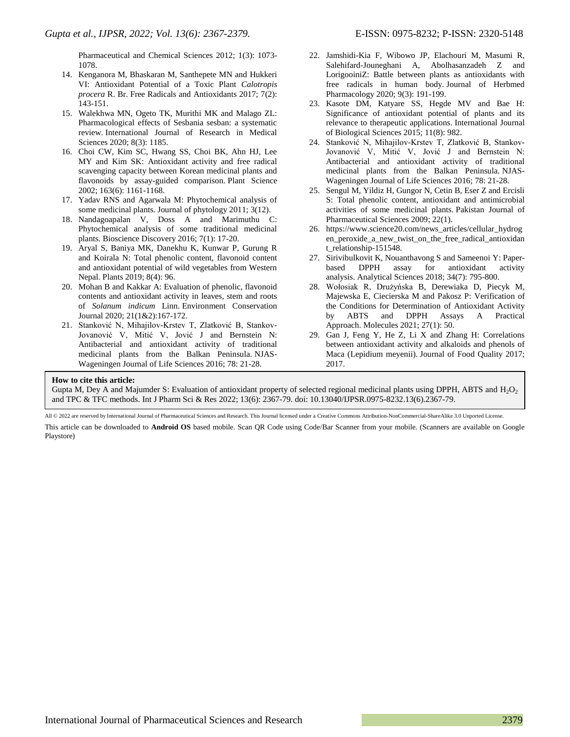Pharmaceutical and Chemical Sciences 2012; 1(3): 1073-1078.

14. Kenganora M, Bhaskaran M, Santhepete MN and Hukkeri VI: Antioxidant Potential of a Toxic Plant *Calotropis procera* R. Br. Free Radicals and Antioxidants 2017; 7(2): 143-151.
15. Walekhwa MN, Ogeto TK, Murithi MK and Malago ZL: Pharmacological effects of Sesbania sesban: a systematic review. International Journal of Research in Medical Sciences 2020; 8(3): 1185.
16. Choi CW, Kim SC, Hwang SS, Choi BK, Ahn HJ, Lee MY and Kim SK: Antioxidant activity and free radical scavenging capacity between Korean medicinal plants and flavonoids by assay-guided comparison. Plant Science 2002; 163(6): 1161-1168.
17. Yadav RNS and Agarwala M: Phytochemical analysis of some medicinal plants. Journal of phytology 2011; 3(12).
18. Nandagoapalan V, Doss A and Marimuthu C: Phytochemical analysis of some traditional medicinal plants. Bioscience Discovery 2016; 7(1): 17-20.
19. Aryal S, Baniya MK, Danekhu K, Kunwar P, Gurung R and Koirala N: Total phenolic content, flavonoid content and antioxidant potential of wild vegetables from Western Nepal. Plants 2019; 8(4): 96.
20. Mohan B and Kakkar A: Evaluation of phenolic, flavonoid contents and antioxidant activity in leaves, stem and roots of *Solanum indicum* Linn. Environment Conservation Journal 2020; 21(1&2):167-172.
21. Stanković N, Mihajilov-Krstev T, Zlatković B, Stankov-Jovanović V, Mitić V, Jović J and Bernstein N: Antibacterial and antioxidant activity of traditional medicinal plants from the Balkan Peninsula. NJAS-Wageningen Journal of Life Sciences 2016; 78: 21-28.
22. Jamshidi-Kia F, Wibowo JP, Elachouri M, Masumi R, Salehifard-Jouneghani A, Abolhasanzadeh Z and LorigooiniZ: Battle between plants as antioxidants with free radicals in human body. Journal of Herbmed Pharmacology 2020; 9(3): 191-199.
23. Kasote DM, Katyare SS, Hegde MV and Bae H: Significance of antioxidant potential of plants and its relevance to therapeutic applications. International Journal of Biological Sciences 2015; 11(8): 982.
24. Stanković N, Mihajilov-Krstev T, Zlatković B, Stankov-Jovanović V, Mitić V, Jović J and Bernstein N: Antibacterial and antioxidant activity of traditional medicinal plants from the Balkan Peninsula. NJAS-Wageningen Journal of Life Sciences 2016; 78: 21-28.
25. Sengul M, Yildiz H, Gungor N, Cetin B, Eser Z and Ercisli S: Total phenolic content, antioxidant and antimicrobial activities of some medicinal plants. Pakistan Journal of Pharmaceutical Sciences 2009; 22(1).
26. https://www.science20.com/news_articles/cellular_hydrogen_peroxide_a_new_twist_on_the_free_radical_antioxidant_relationship-151548.
27. Sirivibulkovit K, Nouanthavong S and Sameenoi Y: Paper-based DPPH assay for antioxidant activity analysis. Analytical Sciences 2018; 34(7): 795-800.
28. Wołosiak R, Drużyńska B, Derewiaka D, Piecyk M, Majewska E, Ciecierska M and Pakosz P: Verification of the Conditions for Determination of Antioxidant Activity by ABTS and DPPH Assays A Practical Approach. Molecules 2021; 27(1): 50.
29. Gan J, Feng Y, He Z, Li X and Zhang H: Correlations between antioxidant activity and alkaloids and phenols of Maca (Lepidium meyenii). Journal of Food Quality 2017; 2017.

**How to cite this article:**

Gupta M, Dey A and Majumder S: Evaluation of antioxidant property of selected regional medicinal plants using DPPH, ABTS and $H_2O_2$ and TPC & TFC methods. Int J Pharm Sci & Res 2022; 13(6): 2367-79. doi: 10.13040/IJPSR.0975-8232.13(6).2367-79.

All © 2022 are reserved by International Journal of Pharmaceutical Sciences and Research. This Journal licensed under a Creative Commons Attribution-NonCommercial-ShareAlike 3.0 Unported License.

This article can be downloaded to **Android OS** based mobile. Scan QR Code using Code/Bar Scanner from your mobile. (Scanners are available on Google Playstore)